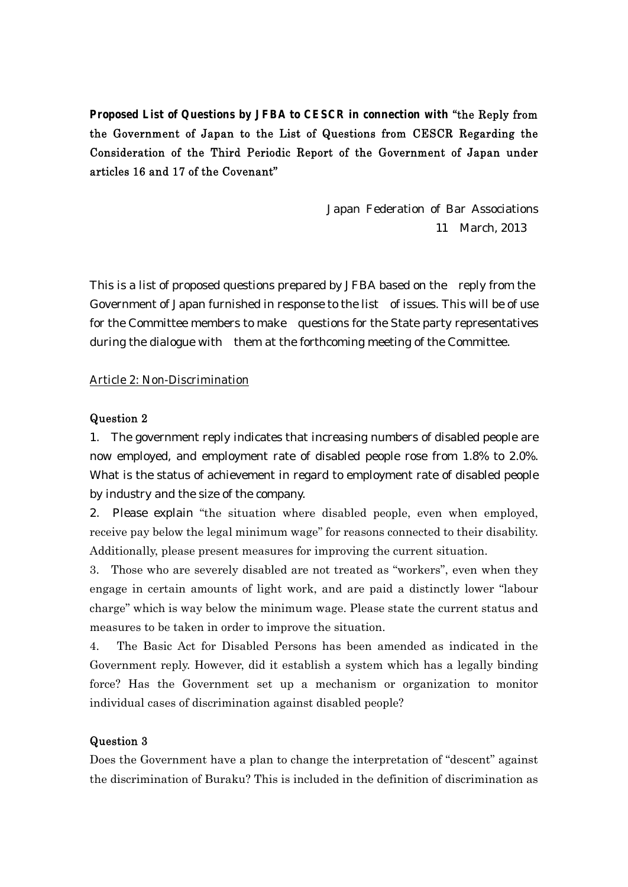**Proposed List of Questions by JFBA to CESCR in connection with "the Reply from the Government of Japan to the List of Questions from CESCR Regarding the Consideration of the Third Periodic Report of the Government of Japan under articles 16 and 17 of the Covenant"**

Japan Federation of Bar Associations
11 March, 2013

This is a list of proposed questions prepared by JFBA based on the reply from the Government of Japan furnished in response to the list of issues. This will be of use for the Committee members to make questions for the State party representatives during the dialogue with them at the forthcoming meeting of the Committee.

## Article 2: Non-Discrimination

### Question 2

1. The government reply indicates that increasing numbers of disabled people are now employed, and employment rate of disabled people rose from 1.8% to 2.0%. What is the status of achievement in regard to employment rate of disabled people by industry and the size of the company.
2. Please explain "the situation where disabled people, even when employed, receive pay below the legal minimum wage" for reasons connected to their disability. Additionally, please present measures for improving the current situation.
3. Those who are severely disabled are not treated as "workers", even when they engage in certain amounts of light work, and are paid a distinctly lower "labour charge" which is way below the minimum wage. Please state the current status and measures to be taken in order to improve the situation.
4. The Basic Act for Disabled Persons has been amended as indicated in the Government reply. However, did it establish a system which has a legally binding force? Has the Government set up a mechanism or organization to monitor individual cases of discrimination against disabled people?

### Question 3

Does the Government have a plan to change the interpretation of "descent" against the discrimination of Buraku? This is included in the definition of discrimination as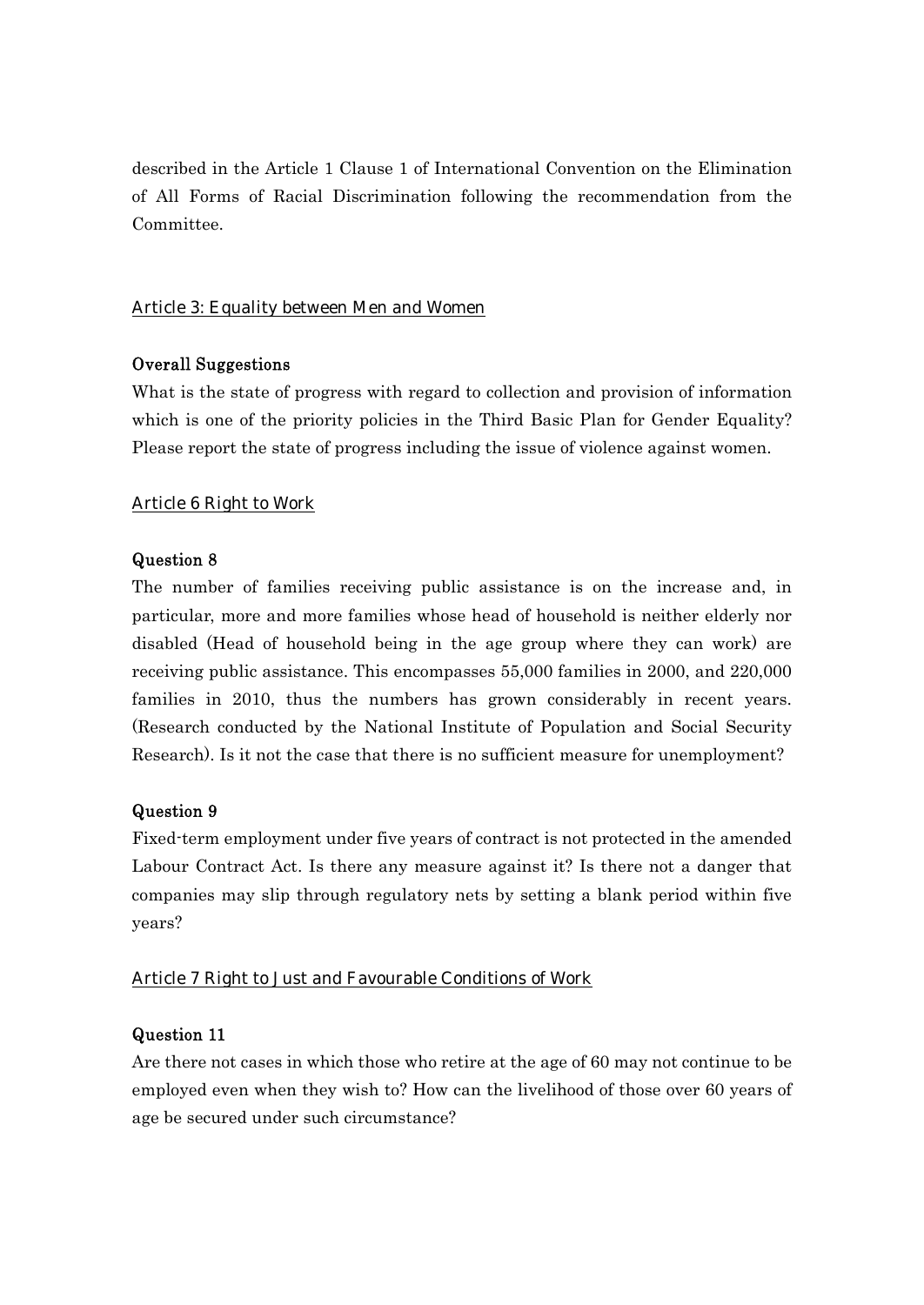described in the Article 1 Clause 1 of International Convention on the Elimination of All Forms of Racial Discrimination following the recommendation from the Committee.

## Article 3: Equality between Men and Women

### Overall Suggestions

What is the state of progress with regard to collection and provision of information which is one of the priority policies in the Third Basic Plan for Gender Equality? Please report the state of progress including the issue of violence against women.

## Article 6 Right to Work

### Question 8

The number of families receiving public assistance is on the increase and, in particular, more and more families whose head of household is neither elderly nor disabled (Head of household being in the age group where they can work) are receiving public assistance. This encompasses 55,000 families in 2000, and 220,000 families in 2010, thus the numbers has grown considerably in recent years. (Research conducted by the National Institute of Population and Social Security Research). Is it not the case that there is no sufficient measure for unemployment?

### Question 9

Fixed-term employment under five years of contract is not protected in the amended Labour Contract Act. Is there any measure against it? Is there not a danger that companies may slip through regulatory nets by setting a blank period within five years?

## Article 7 Right to Just and Favourable Conditions of Work

### Question 11

Are there not cases in which those who retire at the age of 60 may not continue to be employed even when they wish to? How can the livelihood of those over 60 years of age be secured under such circumstance?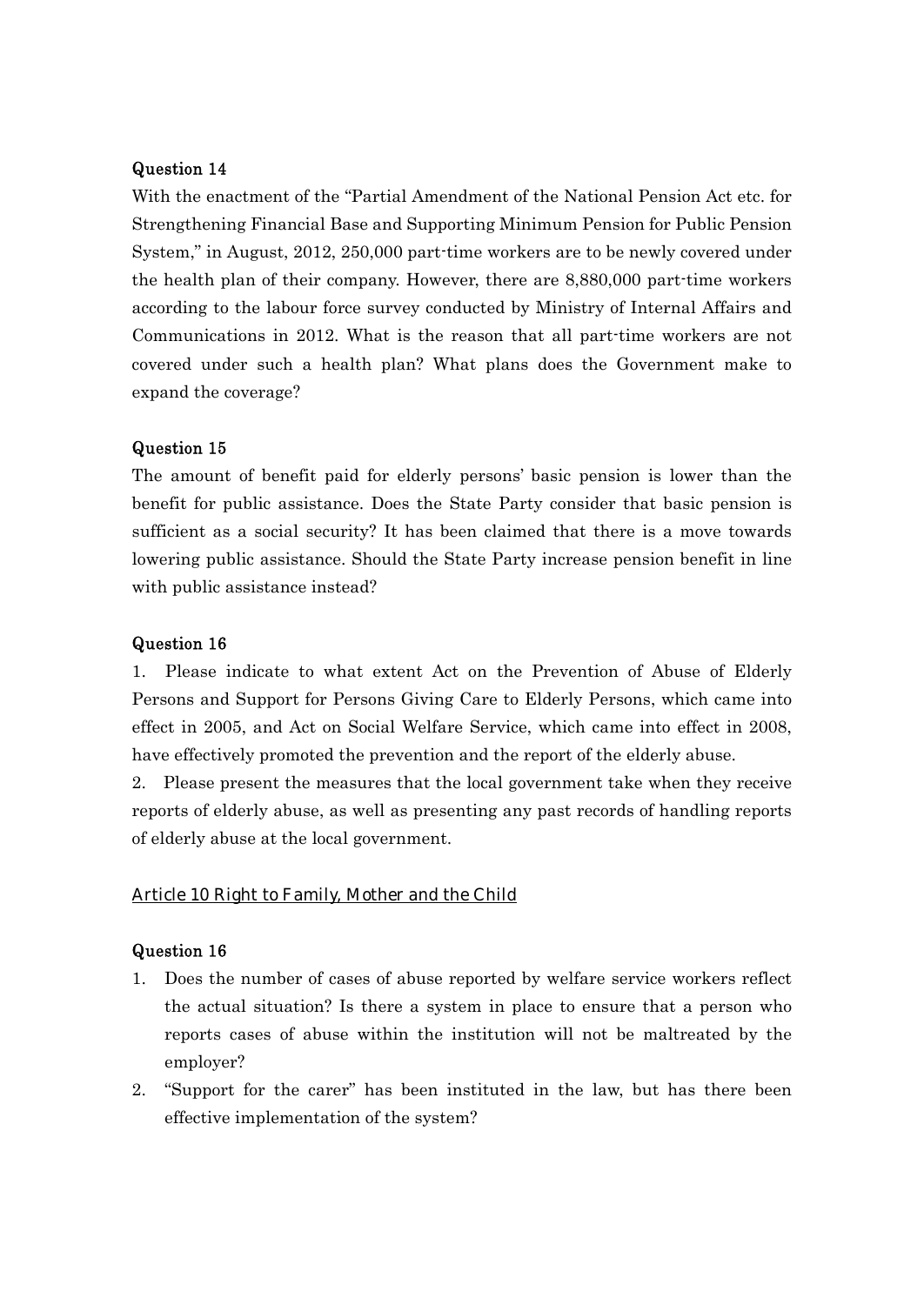### Question 14

With the enactment of the "Partial Amendment of the National Pension Act etc. for Strengthening Financial Base and Supporting Minimum Pension for Public Pension System," in August, 2012, 250,000 part-time workers are to be newly covered under the health plan of their company. However, there are 8,880,000 part-time workers according to the labour force survey conducted by Ministry of Internal Affairs and Communications in 2012. What is the reason that all part-time workers are not covered under such a health plan? What plans does the Government make to expand the coverage?

### Question 15

The amount of benefit paid for elderly persons' basic pension is lower than the benefit for public assistance. Does the State Party consider that basic pension is sufficient as a social security? It has been claimed that there is a move towards lowering public assistance. Should the State Party increase pension benefit in line with public assistance instead?

### Question 16

1. Please indicate to what extent Act on the Prevention of Abuse of Elderly Persons and Support for Persons Giving Care to Elderly Persons, which came into effect in 2005, and Act on Social Welfare Service, which came into effect in 2008, have effectively promoted the prevention and the report of the elderly abuse.
2. Please present the measures that the local government take when they receive reports of elderly abuse, as well as presenting any past records of handling reports of elderly abuse at the local government.

## Article 10 Right to Family, Mother and the Child

### Question 16

1. Does the number of cases of abuse reported by welfare service workers reflect the actual situation? Is there a system in place to ensure that a person who reports cases of abuse within the institution will not be maltreated by the employer?
2. "Support for the carer" has been instituted in the law, but has there been effective implementation of the system?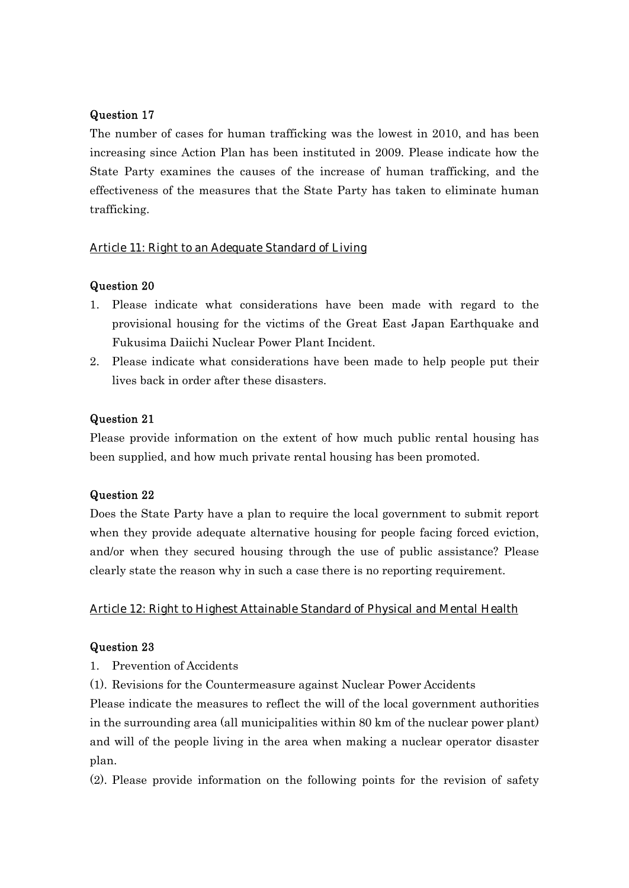### Question 17

The number of cases for human trafficking was the lowest in 2010, and has been increasing since Action Plan has been instituted in 2009. Please indicate how the State Party examines the causes of the increase of human trafficking, and the effectiveness of the measures that the State Party has taken to eliminate human trafficking.

## Article 11: Right to an Adequate Standard of Living

### Question 20

1. Please indicate what considerations have been made with regard to the provisional housing for the victims of the Great East Japan Earthquake and Fukusima Daiichi Nuclear Power Plant Incident.
2. Please indicate what considerations have been made to help people put their lives back in order after these disasters.

### Question 21

Please provide information on the extent of how much public rental housing has been supplied, and how much private rental housing has been promoted.

### Question 22

Does the State Party have a plan to require the local government to submit report when they provide adequate alternative housing for people facing forced eviction, and/or when they secured housing through the use of public assistance? Please clearly state the reason why in such a case there is no reporting requirement.

## Article 12: Right to Highest Attainable Standard of Physical and Mental Health

### Question 23

1. Prevention of Accidents

(1). Revisions for the Countermeasure against Nuclear Power Accidents

Please indicate the measures to reflect the will of the local government authorities in the surrounding area (all municipalities within 80 km of the nuclear power plant) and will of the people living in the area when making a nuclear operator disaster plan.

(2). Please provide information on the following points for the revision of safety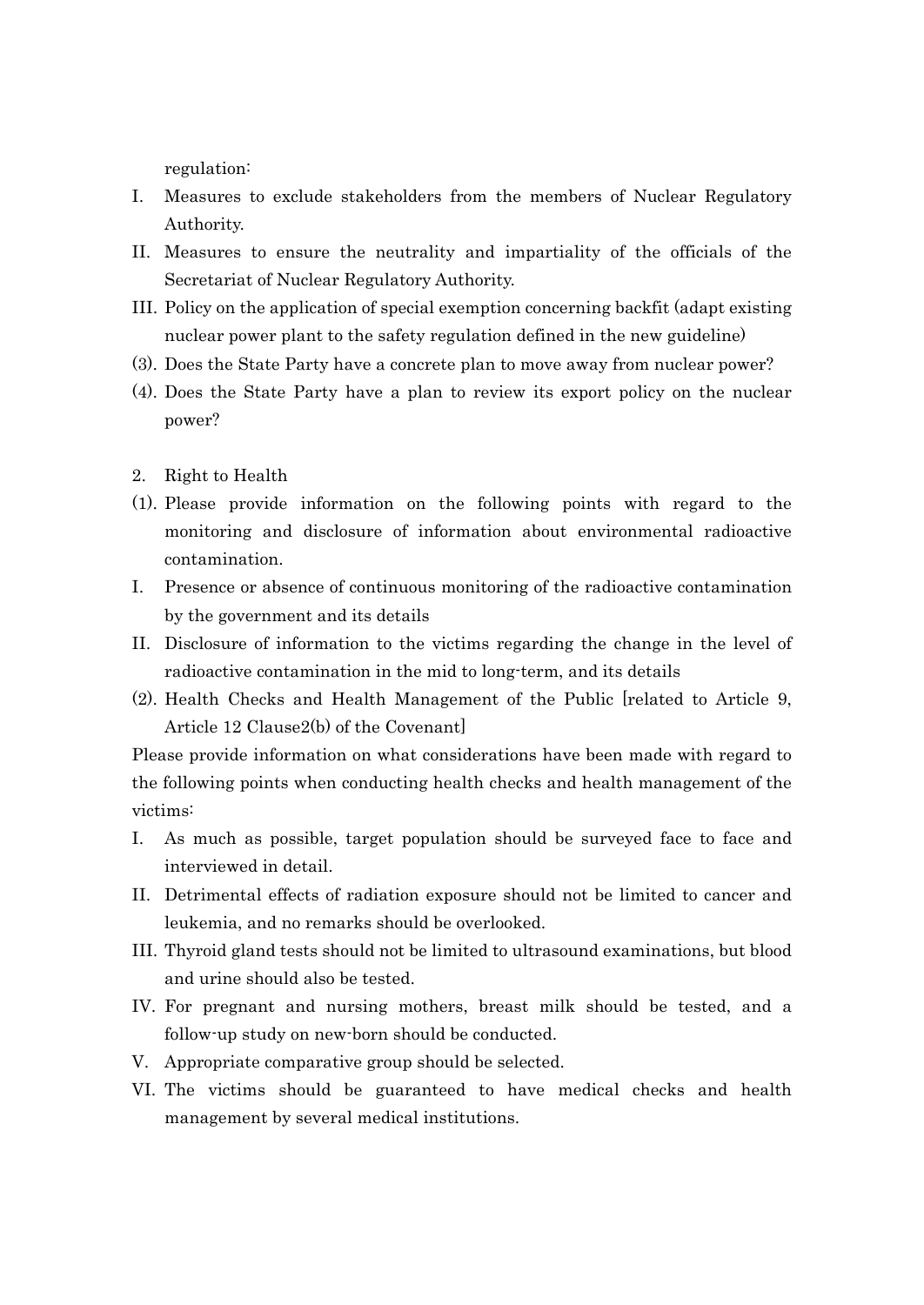regulation:

I. Measures to exclude stakeholders from the members of Nuclear Regulatory Authority.

II. Measures to ensure the neutrality and impartiality of the officials of the Secretariat of Nuclear Regulatory Authority.

III. Policy on the application of special exemption concerning backfit (adapt existing nuclear power plant to the safety regulation defined in the new guideline)

(3). Does the State Party have a concrete plan to move away from nuclear power?

(4). Does the State Party have a plan to review its export policy on the nuclear power?

2. Right to Health

(1). Please provide information on the following points with regard to the monitoring and disclosure of information about environmental radioactive contamination.

I. Presence or absence of continuous monitoring of the radioactive contamination by the government and its details

II. Disclosure of information to the victims regarding the change in the level of radioactive contamination in the mid to long-term, and its details

(2). Health Checks and Health Management of the Public [related to Article 9, Article 12 Clause2(b) of the Covenant]

Please provide information on what considerations have been made with regard to the following points when conducting health checks and health management of the victims:

I. As much as possible, target population should be surveyed face to face and interviewed in detail.

II. Detrimental effects of radiation exposure should not be limited to cancer and leukemia, and no remarks should be overlooked.

III. Thyroid gland tests should not be limited to ultrasound examinations, but blood and urine should also be tested.

IV. For pregnant and nursing mothers, breast milk should be tested, and a follow-up study on new-born should be conducted.

V. Appropriate comparative group should be selected.

VI. The victims should be guaranteed to have medical checks and health management by several medical institutions.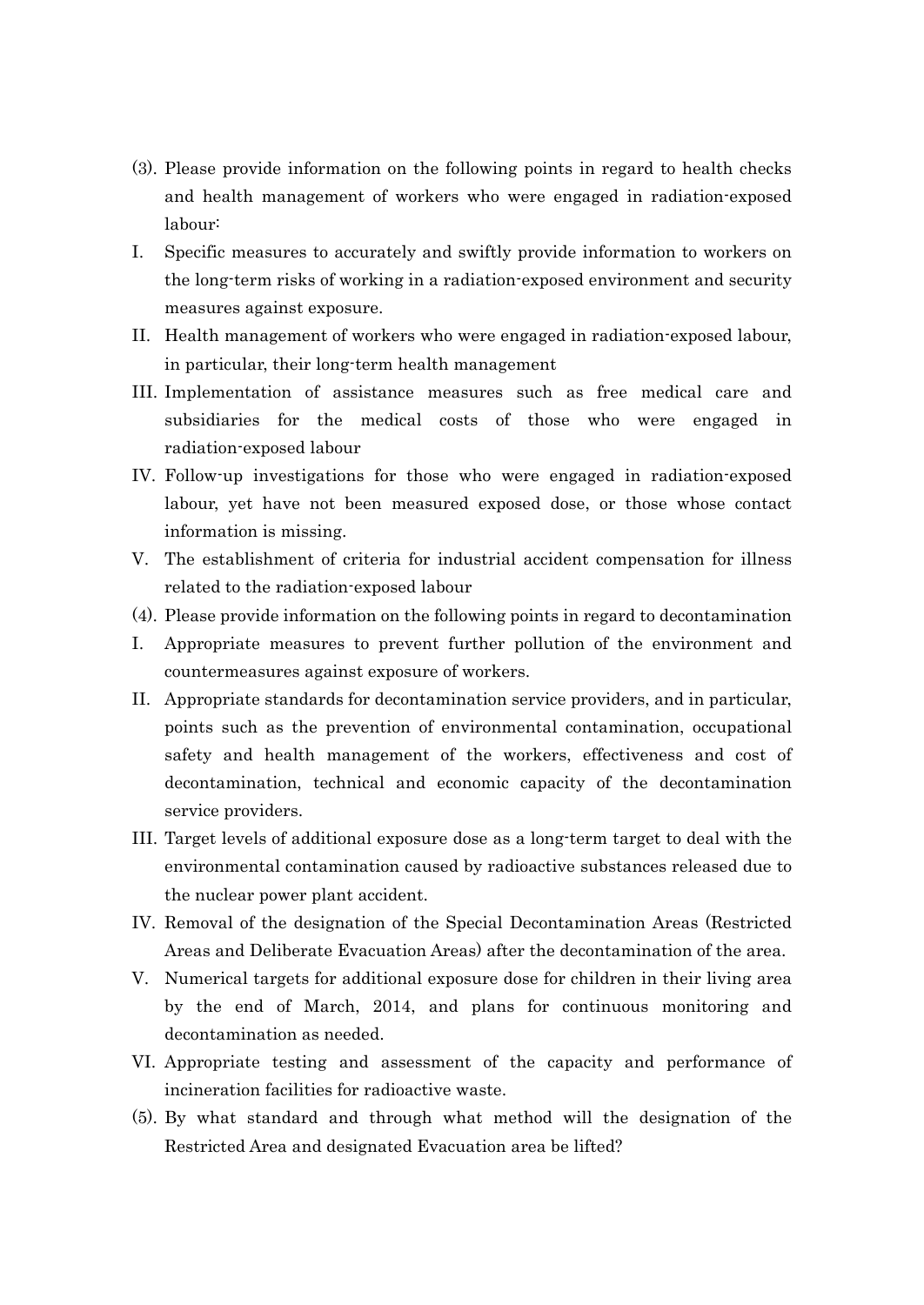(3). Please provide information on the following points in regard to health checks and health management of workers who were engaged in radiation-exposed labour:

I. Specific measures to accurately and swiftly provide information to workers on the long-term risks of working in a radiation-exposed environment and security measures against exposure.

II. Health management of workers who were engaged in radiation-exposed labour, in particular, their long-term health management

III. Implementation of assistance measures such as free medical care and subsidiaries for the medical costs of those who were engaged in radiation-exposed labour

IV. Follow-up investigations for those who were engaged in radiation-exposed labour, yet have not been measured exposed dose, or those whose contact information is missing.

V. The establishment of criteria for industrial accident compensation for illness related to the radiation-exposed labour

(4). Please provide information on the following points in regard to decontamination

I. Appropriate measures to prevent further pollution of the environment and countermeasures against exposure of workers.

II. Appropriate standards for decontamination service providers, and in particular, points such as the prevention of environmental contamination, occupational safety and health management of the workers, effectiveness and cost of decontamination, technical and economic capacity of the decontamination service providers.

III. Target levels of additional exposure dose as a long-term target to deal with the environmental contamination caused by radioactive substances released due to the nuclear power plant accident.

IV. Removal of the designation of the Special Decontamination Areas (Restricted Areas and Deliberate Evacuation Areas) after the decontamination of the area.

V. Numerical targets for additional exposure dose for children in their living area by the end of March, 2014, and plans for continuous monitoring and decontamination as needed.

VI. Appropriate testing and assessment of the capacity and performance of incineration facilities for radioactive waste.

(5). By what standard and through what method will the designation of the Restricted Area and designated Evacuation area be lifted?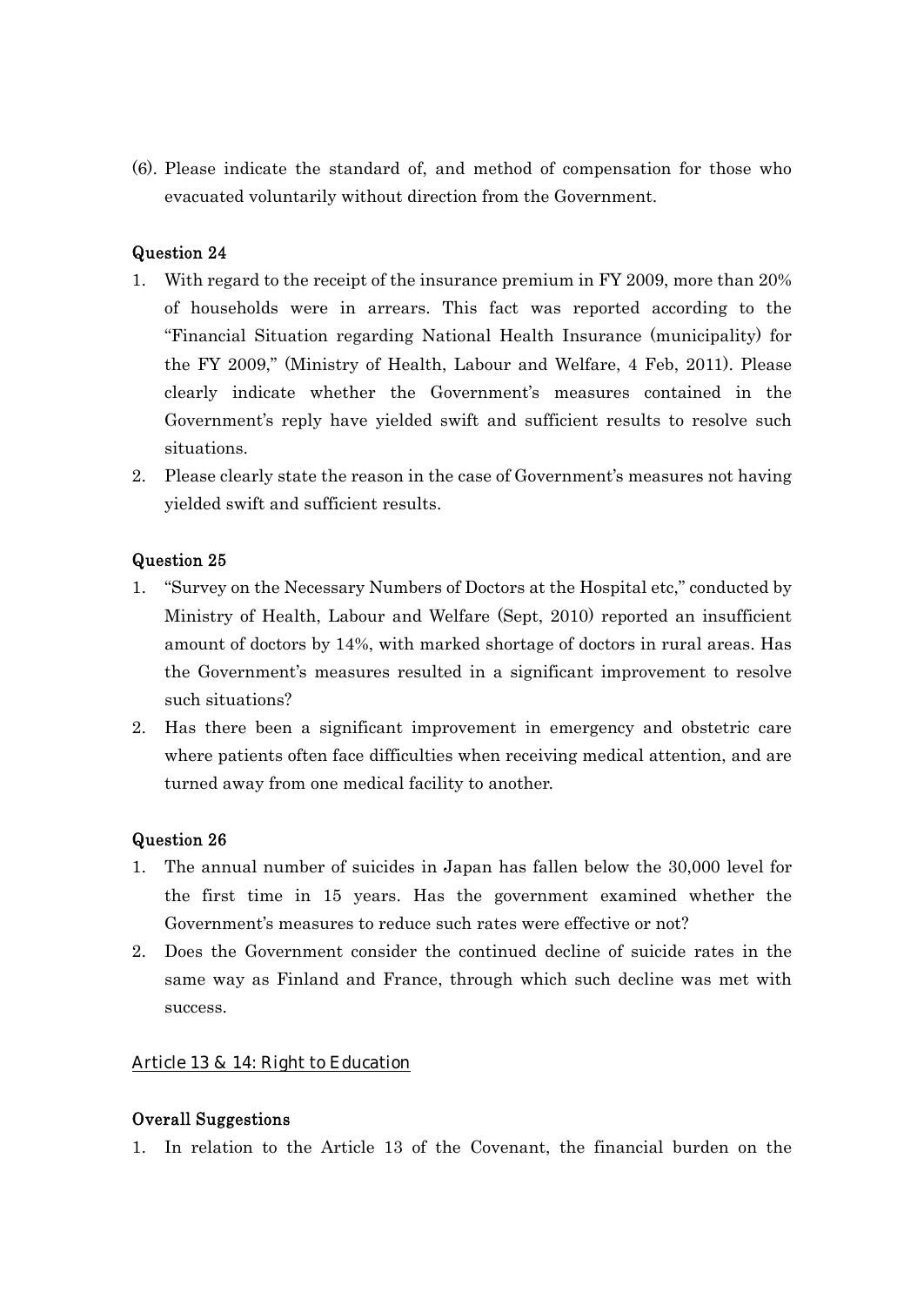(6). Please indicate the standard of, and method of compensation for those who evacuated voluntarily without direction from the Government.

**Question 24**

1. With regard to the receipt of the insurance premium in FY 2009, more than 20% of households were in arrears. This fact was reported according to the "Financial Situation regarding National Health Insurance (municipality) for the FY 2009," (Ministry of Health, Labour and Welfare, 4 Feb, 2011). Please clearly indicate whether the Government's measures contained in the Government's reply have yielded swift and sufficient results to resolve such situations.
2. Please clearly state the reason in the case of Government's measures not having yielded swift and sufficient results.

**Question 25**

1. "Survey on the Necessary Numbers of Doctors at the Hospital etc," conducted by Ministry of Health, Labour and Welfare (Sept, 2010) reported an insufficient amount of doctors by 14%, with marked shortage of doctors in rural areas. Has the Government's measures resulted in a significant improvement to resolve such situations?
2. Has there been a significant improvement in emergency and obstetric care where patients often face difficulties when receiving medical attention, and are turned away from one medical facility to another.

**Question 26**

1. The annual number of suicides in Japan has fallen below the 30,000 level for the first time in 15 years. Has the government examined whether the Government's measures to reduce such rates were effective or not?
2. Does the Government consider the continued decline of suicide rates in the same way as Finland and France, through which such decline was met with success.

<u>Article 13 & 14: Right to Education</u>

**Overall Suggestions**

1. In relation to the Article 13 of the Covenant, the financial burden on the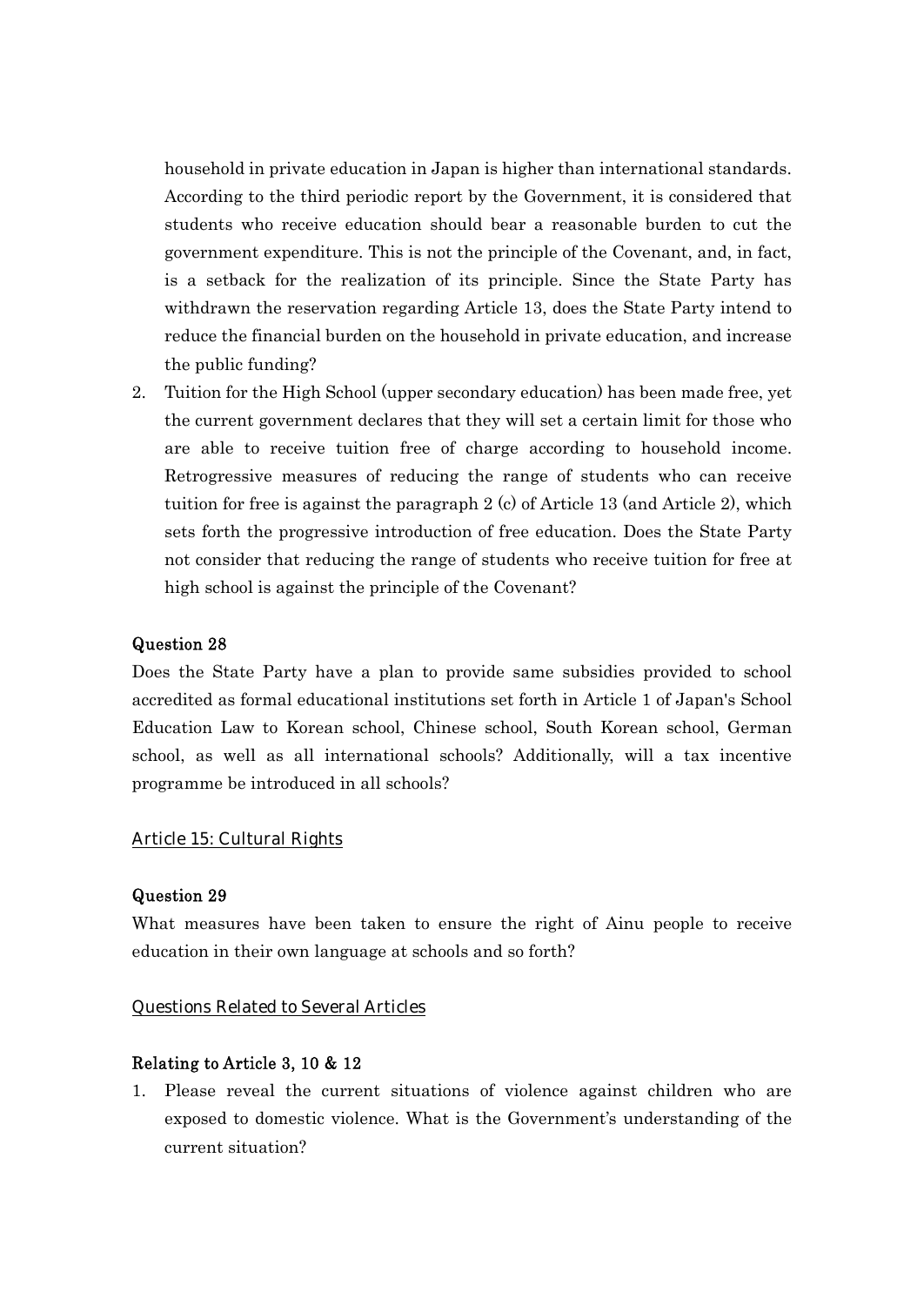household in private education in Japan is higher than international standards. According to the third periodic report by the Government, it is considered that students who receive education should bear a reasonable burden to cut the government expenditure. This is not the principle of the Covenant, and, in fact, is a setback for the realization of its principle. Since the State Party has withdrawn the reservation regarding Article 13, does the State Party intend to reduce the financial burden on the household in private education, and increase the public funding?

2. Tuition for the High School (upper secondary education) has been made free, yet the current government declares that they will set a certain limit for those who are able to receive tuition free of charge according to household income. Retrogressive measures of reducing the range of students who can receive tuition for free is against the paragraph 2 (c) of Article 13 (and Article 2), which sets forth the progressive introduction of free education. Does the State Party not consider that reducing the range of students who receive tuition for free at high school is against the principle of the Covenant?

**Question 28**

Does the State Party have a plan to provide same subsidies provided to school accredited as formal educational institutions set forth in Article 1 of Japan's School Education Law to Korean school, Chinese school, South Korean school, German school, as well as all international schools? Additionally, will a tax incentive programme be introduced in all schools?

<u>Article 15: Cultural Rights</u>

**Question 29**

What measures have been taken to ensure the right of Ainu people to receive education in their own language at schools and so forth?

<u>Questions Related to Several Articles</u>

**Relating to Article 3, 10 & 12**

1. Please reveal the current situations of violence against children who are exposed to domestic violence. What is the Government's understanding of the current situation?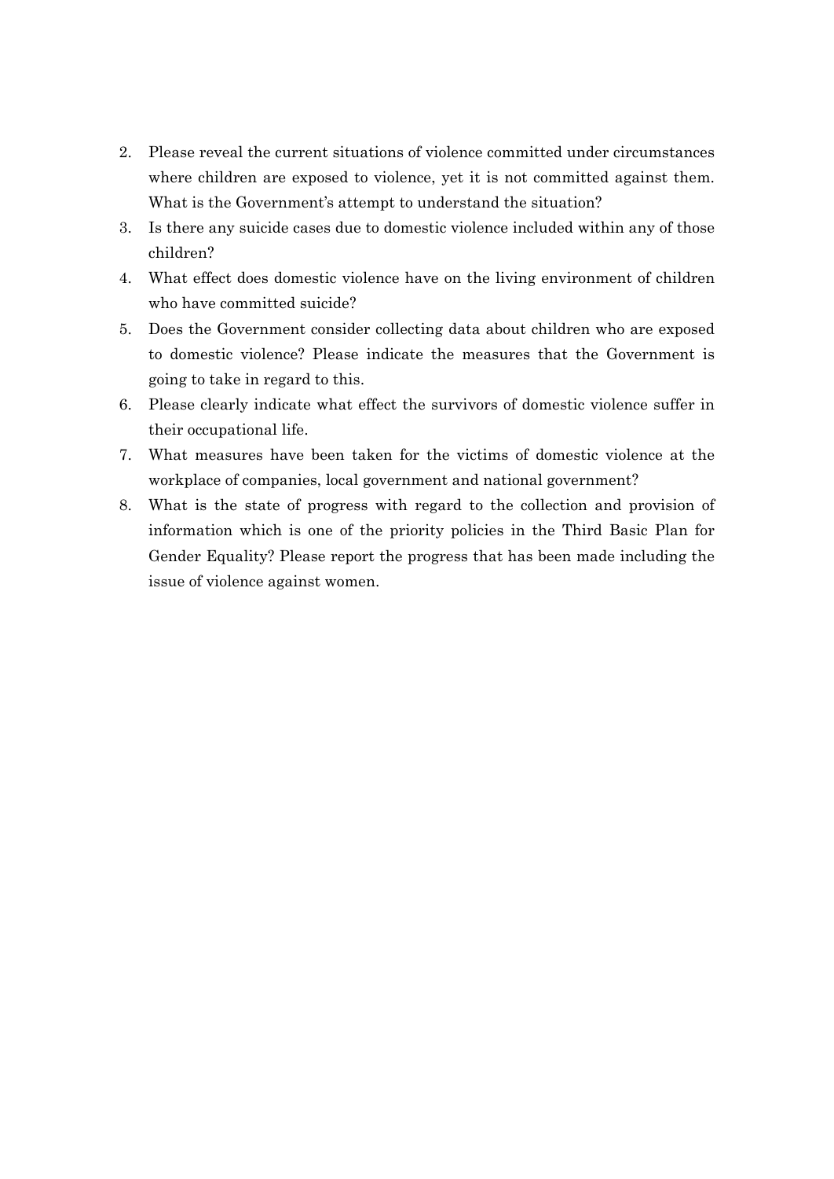2. Please reveal the current situations of violence committed under circumstances where children are exposed to violence, yet it is not committed against them. What is the Government's attempt to understand the situation?
3. Is there any suicide cases due to domestic violence included within any of those children?
4. What effect does domestic violence have on the living environment of children who have committed suicide?
5. Does the Government consider collecting data about children who are exposed to domestic violence? Please indicate the measures that the Government is going to take in regard to this.
6. Please clearly indicate what effect the survivors of domestic violence suffer in their occupational life.
7. What measures have been taken for the victims of domestic violence at the workplace of companies, local government and national government?
8. What is the state of progress with regard to the collection and provision of information which is one of the priority policies in the Third Basic Plan for Gender Equality? Please report the progress that has been made including the issue of violence against women.